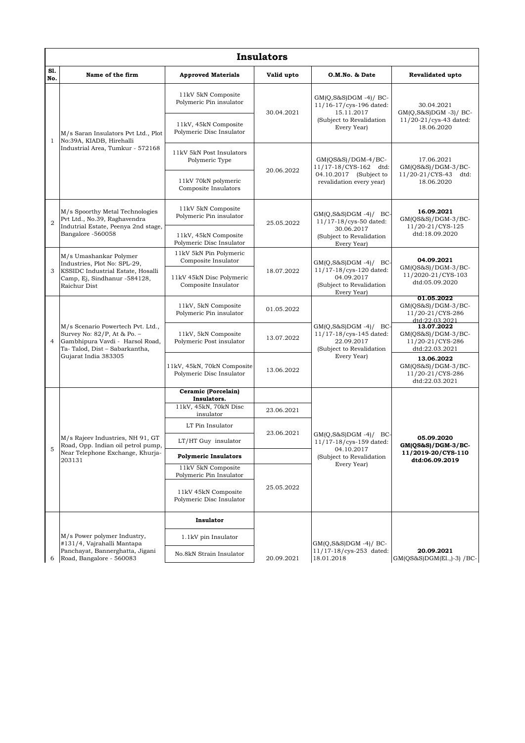# Insulators

| Sl. No. | Name of the firm | Approved Materials | Valid upto | O.M.No. & Date | Revalidated upto |
|---|---|---|---|---|---|
| 1 | M/s Saran Insulators Pvt Ltd., Plot No:39A, KIADB, Hirehalli Industrial Area, Tumkur - 572168 | 11kV 5kN Composite Polymeric Pin insulator | 30.04.2021 | GM(Q,S&S)DGM -4)/ BC-11/16-17/cys-196 dated: 15.11.2017 (Subject to Revalidation Every Year) | 30.04.2021 GM(Q,S&S)DGM -3)/ BC-11/20-21/cys-43 dated: 18.06.2020 |
| | | 11kV, 45kN Composite Polymeric Disc Insulator | | | |
| | | 11kV 5kN Post Insulators Polymeric Type | 20.06.2022 | GM(QS&S)/DGM-4/BC-11/17-18/CYS-162 dtd: 04.10.2017 (Subject to revalidation every year) | 17.06.2021 GM(QS&S)/DGM-3/BC-11/20-21/CYS-43 dtd: 18.06.2020 |
| | | 11kV 70kN polymeric Composite Insulators | | | |
| 2 | M/s Spoorthy Metal Technologies Pvt Ltd., No.39, Raghavendra Indutrial Estate, Peenya 2nd stage, Bangalore -560058 | 11kV 5kN Composite Polymeric Pin insulator | 25.05.2022 | GM(Q,S&S)DGM -4)/ BC-11/17-18/cys-50 dated: 30.06.2017 (Subject to Revalidation Every Year) | **16.09.2021** GM(QS&S)/DGM-3/BC-11/20-21/CYS-125 dtd:18.09.2020 |
| | | 11kV, 45kN Composite Polymeric Disc Insulator | | | |
| 3 | M/s Umashankar Polymer Industries, Plot No: SPL-29, KSSIDC Industrial Estate, Hosalli Camp, Ej, Sindhanur -584128, Raichur Dist | 11kV 5kN Pin Polymeric Composite Insulator | 18.07.2022 | GM(Q,S&S)DGM -4)/ BC-11/17-18/cys-120 dated: 04.09.2017 (Subject to Revalidation Every Year) | **04.09.2021** GM(QS&S)/DGM-3/BC-11/2020-21/CYS-103 dtd:05.09.2020 |
| | | 11kV 45kN Disc Polymeric Composite Insulator | | | |
| 4 | M/s Scenario Powertech Pvt. Ltd., Survey No: 82/P, At & Po. – Gambhipura Vavdi - Harsol Road, Ta- Talod, Dist – Sabarkantha, Gujarat India 383305 | 11kV, 5kN Composite Polymeric Pin insulator | 01.05.2022 | GM(Q,S&S)DGM -4)/ BC-11/17-18/cys-145 dated: 22.09.2017 (Subject to Revalidation Every Year) | **01.05.2022** GM(QS&S)/DGM-3/BC-11/20-21/CYS-286 dtd:22.03.2021 |
| | | 11kV, 5kN Composite Polymeric Post insulator | 13.07.2022 | | **13.07.2022** GM(QS&S)/DGM-3/BC-11/20-21/CYS-286 dtd:22.03.2021 |
| | | 11kV, 45kN, 70kN Composite Polymeric Disc Insulator | 13.06.2022 | | **13.06.2022** GM(QS&S)/DGM-3/BC-11/20-21/CYS-286 dtd:22.03.2021 |
| 5 | M/s Rajeev Industries, NH 91, GT Road, Opp. Indian oil petrol pump, Near Telephone Exchange, Khurja-203131 | **Ceramic (Porcelain) Insulators.** | | GM(Q,S&S)DGM -4)/ BC-11/17-18/cys-159 dated: 04.10.2017 (Subject to Revalidation Every Year) | **05.09.2020 GM(QS&S)/DGM-3/BC-11/2019-20/CYS-110 dtd:06.09.2019** |
| | | 11kV, 45kN, 70kN Disc insulator | 23.06.2021 | | |
| | | LT Pin Insulator | 23.06.2021 | | |
| | | LT/HT Guy insulator | | | |
| | | **Polymeric Insulators** | | | |
| | | 11kV 5kN Composite Polymeric Pin Insulator | 25.05.2022 | | |
| | | 11kV 45kN Composite Polymeric Disc Insulator | | | |
| 6 | M/s Power polymer Industry, #131/4, Vajrahalli Mantapa Panchayat, Bannerghatta, Jigani Road, Bangalore - 560083 | **Insulator** | 20.09.2021 | GM(Q,S&S)DGM -4)/ BC-11/17-18/cys-253 dated: 18.01.2018 | **20.09.2021** GM(QS&S)DGM(El.,)-3) /BC- |
| | | 1.1kV pin Insulator | | | |
| | | No.8kN Strain Insulator | | | |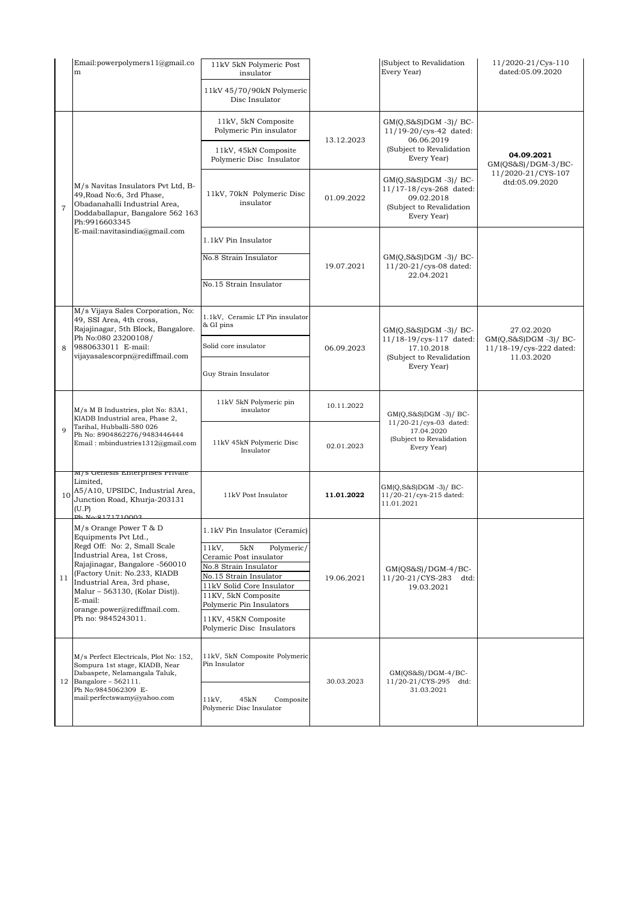| | | | | | |
|---|---|---|---|---|---|
| | Email:powerpolymers11@gmail.com | 11kV 5kN Polymeric Post insulator<br>11kV 45/70/90kN Polymeric Disc Insulator | | (Subject to Revalidation Every Year) | 11/2020-21/Cys-110 dated:05.09.2020 |
| 7 | M/s Navitas Insulators Pvt Ltd, B-49,Road No:6, 3rd Phase, Obadanahalli Industrial Area, Doddaballapur, Bangalore 562 163 Ph:9916603345 E-mail:navitasindia@gmail.com | 11kV, 5kN Composite Polymeric Pin insulator<br>11kV, 45kN Composite Polymeric Disc Insulator | 13.12.2023 | GM(Q,S&S)DGM -3)/ BC-11/19-20/cys-42 dated: 06.06.2019 (Subject to Revalidation Every Year) | **04.09.2021** GM(QS&S)/DGM-3/BC-11/2020-21/CYS-107 dtd:05.09.2020 |
| | | 11kV, 70kN Polymeric Disc insulator | 01.09.2022 | GM(Q,S&S)DGM -3)/ BC-11/17-18/cys-268 dated: 09.02.2018 (Subject to Revalidation Every Year) | |
| | | 1.1kV Pin Insulator<br>No.8 Strain Insulator<br>No.15 Strain Insulator | 19.07.2021 | GM(Q,S&S)DGM -3)/ BC-11/20-21/cys-08 dated: 22.04.2021 | |
| 8 | M/s Vijaya Sales Corporation, No: 49, SSI Area, 4th cross, Rajajinagar, 5th Block, Bangalore. Ph No:080 23200108/ 9880633011 E-mail: vijayasalescorpn@rediffmail.com | 1.1kV, Ceramic LT Pin insulator & GI pins<br>Solid core insulator<br>Guy Strain Insulator | 06.09.2023 | GM(Q,S&S)DGM -3)/ BC-11/18-19/cys-117 dated: 17.10.2018 (Subject to Revalidation Every Year) | 27.02.2020 GM(Q,S&S)DGM -3)/ BC-11/18-19/cys-222 dated: 11.03.2020 |
| 9 | M/s M B Industries, plot No: 83A1, KIADB Industrial area, Phase 2, Tarihal, Hubballi-580 026 Ph No: 8904862276/9483446444 Email : mbindustries1312@gmail.com | 11kV 5kN Polymeric pin insulator | 10.11.2022 | GM(Q,S&S)DGM -3)/ BC-11/20-21/cys-03 dated: 17.04.2020 (Subject to Revalidation Every Year) | |
| | | 11kV 45kN Polymeric Disc Insulator | 02.01.2023 | | |
| 10 | M/s Genesis Enterprises Private Limited, A5/A10, UPSIDC, Industrial Area, Junction Road, Khurja-203131 (U.P) Ph No:8171710003 | 11kV Post Insulator | **11.01.2022** | GM(Q,S&S)DGM -3)/ BC-11/20-21/cys-215 dated: 11.01.2021 | |
| 11 | M/s Orange Power T & D Equipments Pvt Ltd., Regd Off: No: 2, Small Scale Industrial Area, 1st Cross, Rajajinagar, Bangalore -560010 (Factory Unit: No.233, KIADB Industrial Area, 3rd phase, Malur – 563130, (Kolar Dist)). E-mail: orange.power@rediffmail.com. Ph no: 9845243011. | 1.1kV Pin Insulator (Ceramic)<br>11kV, 5kN Polymeric/ Ceramic Post insulator<br>No.8 Strain Insulator<br>No.15 Strain Insulator<br>11kV Solid Core Insulator<br>11KV, 5kN Composite Polymeric Pin Insulators<br>11KV, 45KN Composite Polymeric Disc Insulators | 19.06.2021 | GM(QS&S)/DGM-4/BC-11/20-21/CYS-283 dtd: 19.03.2021 | |
| 12 | M/s Perfect Electricals, Plot No: 152, Sompura 1st stage, KIADB, Near Dabaspete, Nelamangala Taluk, Bangalore – 562111. Ph No:9845062309 E-mail:perfectswamy@yahoo.com | 11kV, 5kN Composite Polymeric Pin Insulator<br>11kV, 45kN Composite Polymeric Disc Insulator | 30.03.2023 | GM(QS&S)/DGM-4/BC-11/20-21/CYS-295 dtd: 31.03.2021 | |